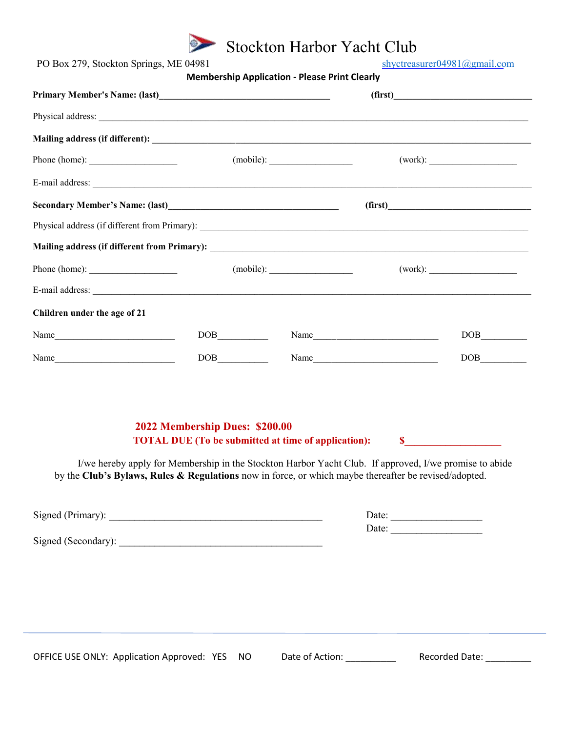# Stockton Harbor Yacht Club

PO Box 279, Stockton Springs, ME 04981 shyctreasurer04981@gmail.com

**Membership Application - Please Print Clearly**

**Primary Member's Name: (last)**_________________________________ **(first)**_____________________________

Physical address: _____________________________________________________________________________

**Mailing address (if different):** _____________________________________________________________________

Phone (home): __________________ (mobile): _________________ (work): __________________

E-mail address: ______________________________________________________________________________

**Secondary Member's Name: (last)**_________________________________ **(first)**_____________________________

Physical address (if different from Primary): _______________________________________________________

**Mailing address (if different from Primary):** _____________________________________________________

Phone (home): __________________ (mobile): _________________ (work): __________________

E-mail address: ______________________________________________________________________________

**Children under the age of 21**

Name_________________________ DOB__________ Name_________________________ DOB_________

Name_________________________ DOB__________ Name_________________________ DOB_________

**2022 Membership Dues: $200.00**

**TOTAL DUE (To be submitted at time of application): $__________________**

I/we hereby apply for Membership in the Stockton Harbor Yacht Club. If approved, I/we promise to abide by the **Club's Bylaws, Rules & Regulations** now in force, or which maybe thereafter be revised/adopted.

Signed (Primary): __________________________________________ Date: _________________

Signed (Secondary): ________________________________________ Date: _________________

OFFICE USE ONLY: Application Approved: YES NO Date of Action: __________ Recorded Date: _________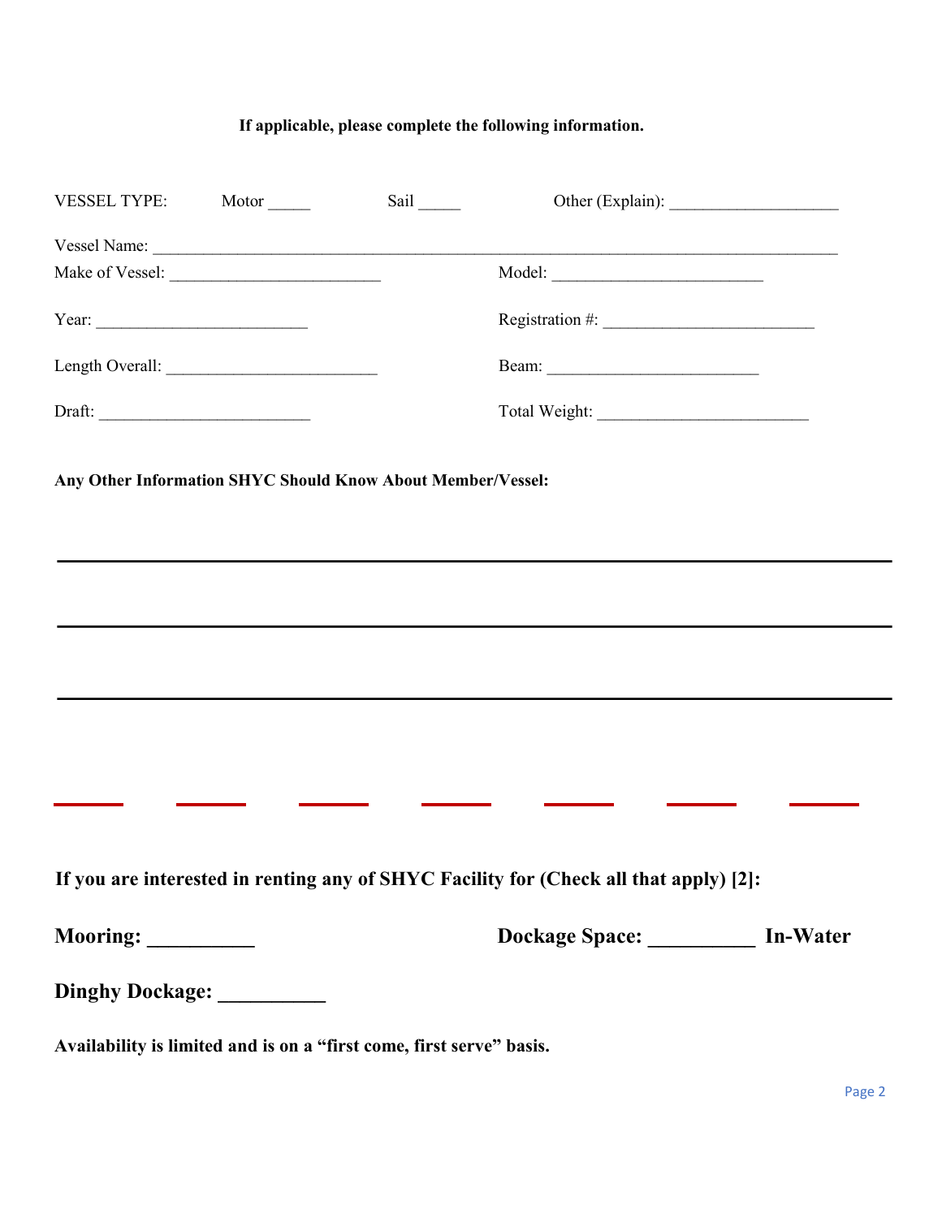**If applicable, please complete the following information.**

VESSEL TYPE: Motor _____ Sail _____ Other (Explain): ____________________

Vessel Name: ____________________________________________________________________________________

Make of Vessel: _________________________ Model: _________________________

Year: _________________________ Registration #: _________________________

Length Overall: _________________________ Beam: _________________________

Draft: _________________________ Total Weight: _________________________

**Any Other Information SHYC Should Know About Member/Vessel:**

---

---

---

**If you are interested in renting any of SHYC Facility for (Check all that apply) [2]:**

**Mooring: __________** **Dockage Space: __________ In-Water**

**Dinghy Dockage: __________**

**Availability is limited and is on a "first come, first serve" basis.**